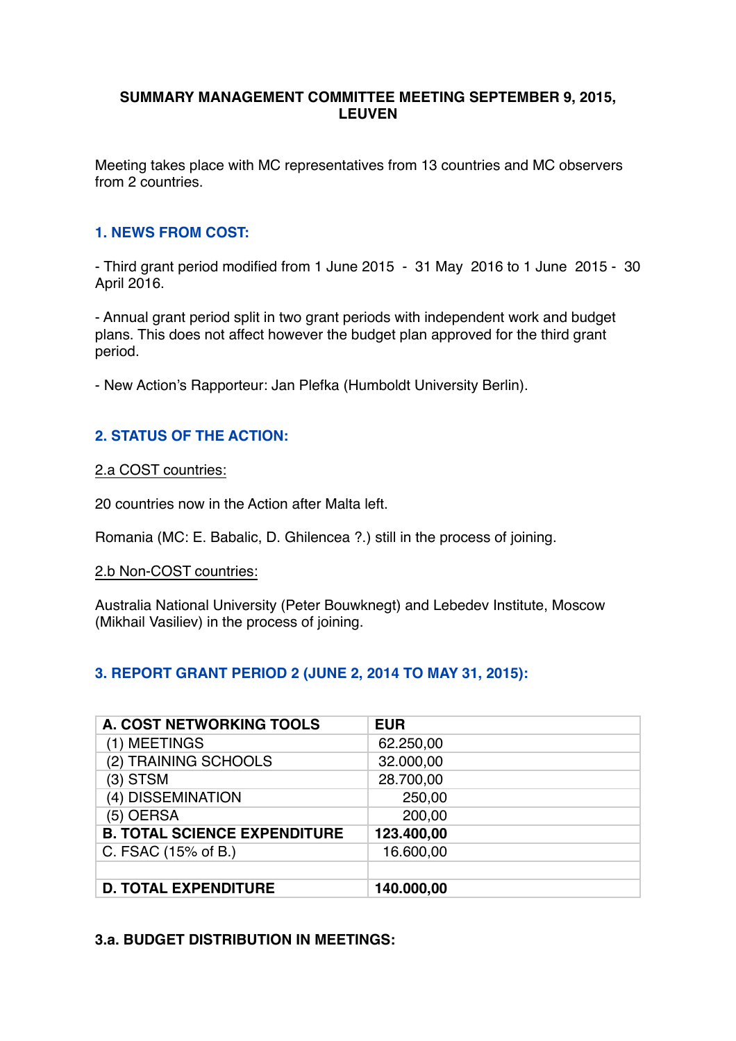# SUMMARY MANAGEMENT COMMITTEE MEETING SEPTEMBER 9, 2015, LEUVEN

Meeting takes place with MC representatives from 13 countries and MC observers from 2 countries.

## 1. NEWS FROM COST:

- Third grant period modified from 1 June 2015 - 31 May 2016 to 1 June 2015 - 30 April 2016.

- Annual grant period split in two grant periods with independent work and budget plans. This does not affect however the budget plan approved for the third grant period.

- New Action's Rapporteur: Jan Plefka (Humboldt University Berlin).

## 2. STATUS OF THE ACTION:

### 2.a COST countries:

20 countries now in the Action after Malta left.

Romania (MC: E. Babalic, D. Ghilencea ?.) still in the process of joining.

### 2.b Non-COST countries:

Australia National University (Peter Bouwknegt) and Lebedev Institute, Moscow (Mikhail Vasiliev) in the process of joining.

## 3. REPORT GRANT PERIOD 2 (JUNE 2, 2014 TO MAY 31, 2015):

| **A. COST NETWORKING TOOLS** | **EUR** |
|---|---|
| (1) MEETINGS | 62.250,00 |
| (2) TRAINING SCHOOLS | 32.000,00 |
| (3) STSM | 28.700,00 |
| (4) DISSEMINATION | 250,00 |
| (5) OERSA | 200,00 |
| **B. TOTAL SCIENCE EXPENDITURE** | **123.400,00** |
| C. FSAC (15% of B.) | 16.600,00 |
| | |
| **D. TOTAL EXPENDITURE** | **140.000,00** |

### 3.a. BUDGET DISTRIBUTION IN MEETINGS: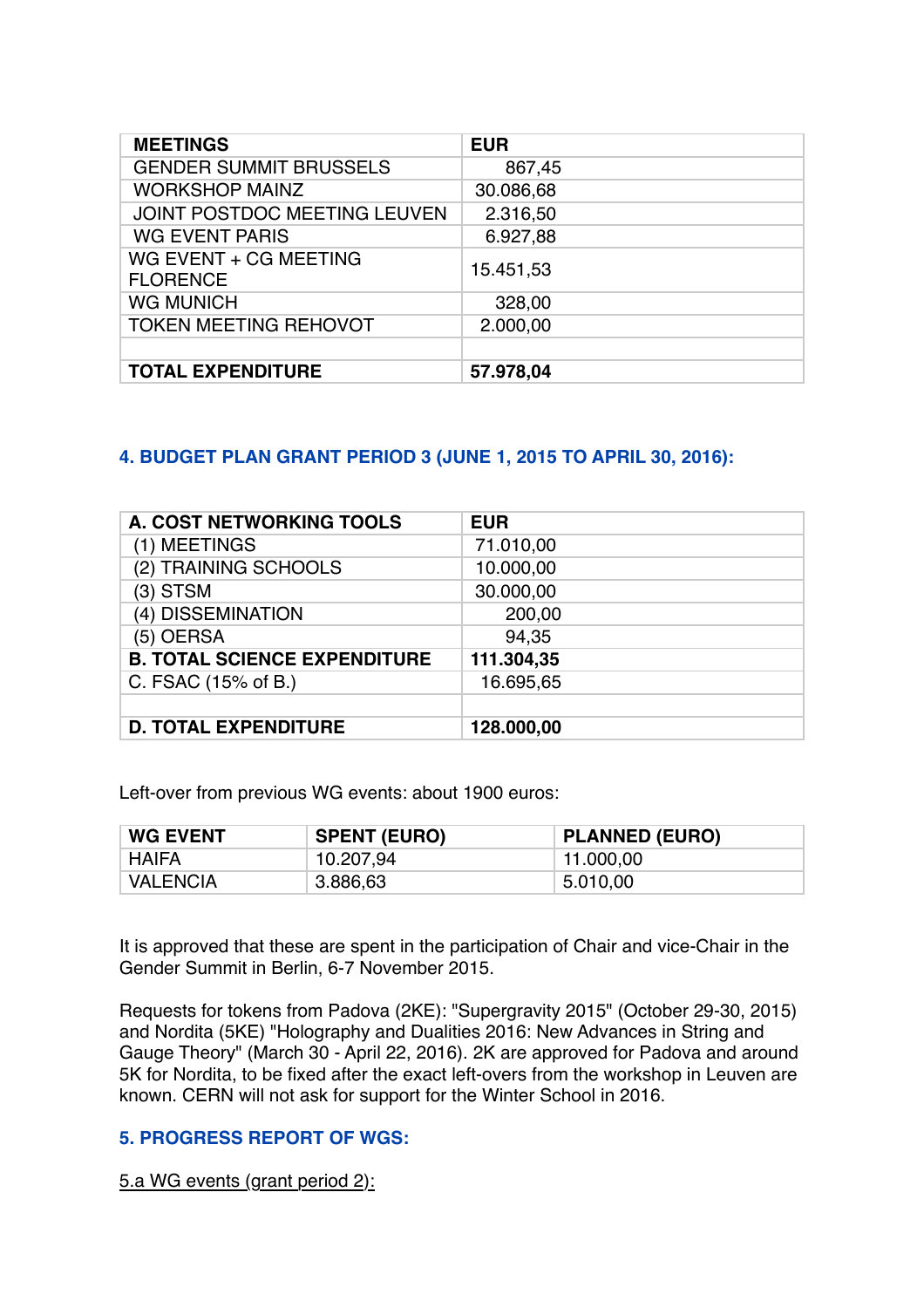| MEETINGS | EUR |
|---|---|
| GENDER SUMMIT BRUSSELS | 867,45 |
| WORKSHOP MAINZ | 30.086,68 |
| JOINT POSTDOC MEETING LEUVEN | 2.316,50 |
| WG EVENT PARIS | 6.927,88 |
| WG EVENT + CG MEETING FLORENCE | 15.451,53 |
| WG MUNICH | 328,00 |
| TOKEN MEETING REHOVOT | 2.000,00 |
| | |
| **TOTAL EXPENDITURE** | **57.978,04** |

## 4. BUDGET PLAN GRANT PERIOD 3 (JUNE 1, 2015 TO APRIL 30, 2016):

| A. COST NETWORKING TOOLS | EUR |
|---|---|
| (1) MEETINGS | 71.010,00 |
| (2) TRAINING SCHOOLS | 10.000,00 |
| (3) STSM | 30.000,00 |
| (4) DISSEMINATION | 200,00 |
| (5) OERSA | 94,35 |
| **B. TOTAL SCIENCE EXPENDITURE** | **111.304,35** |
| C. FSAC (15% of B.) | 16.695,65 |
| | |
| **D. TOTAL EXPENDITURE** | **128.000,00** |

Left-over from previous WG events: about 1900 euros:

| WG EVENT | SPENT (EURO) | PLANNED (EURO) |
|---|---|---|
| HAIFA | 10.207,94 | 11.000,00 |
| VALENCIA | 3.886,63 | 5.010,00 |

It is approved that these are spent in the participation of Chair and vice-Chair in the Gender Summit in Berlin, 6-7 November 2015.

Requests for tokens from Padova (2KE): "Supergravity 2015" (October 29-30, 2015) and Nordita (5KE) "Holography and Dualities 2016: New Advances in String and Gauge Theory" (March 30 - April 22, 2016). 2K are approved for Padova and around 5K for Nordita, to be fixed after the exact left-overs from the workshop in Leuven are known. CERN will not ask for support for the Winter School in 2016.

## 5. PROGRESS REPORT OF WGS:

5.a WG events (grant period 2):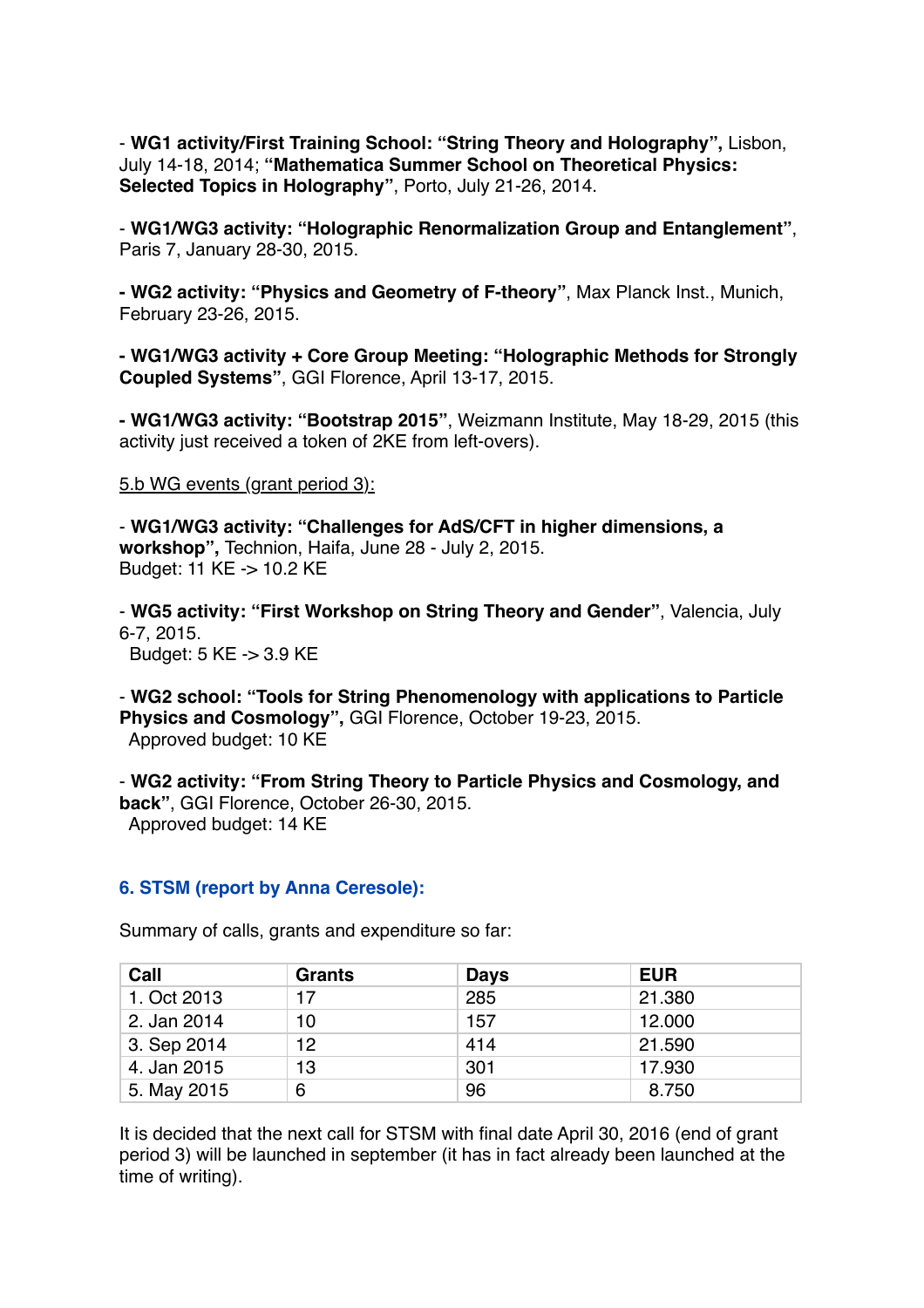- **WG1 activity/First Training School: "String Theory and Holography",** Lisbon, July 14-18, 2014; **"Mathematica Summer School on Theoretical Physics: Selected Topics in Holography"**, Porto, July 21-26, 2014.

- **WG1/WG3 activity: "Holographic Renormalization Group and Entanglement"**, Paris 7, January 28-30, 2015.

**- WG2 activity: "Physics and Geometry of F-theory"**, Max Planck Inst., Munich, February 23-26, 2015.

**- WG1/WG3 activity + Core Group Meeting: "Holographic Methods for Strongly Coupled Systems"**, GGI Florence, April 13-17, 2015.

**- WG1/WG3 activity: "Bootstrap 2015"**, Weizmann Institute, May 18-29, 2015 (this activity just received a token of 2KE from left-overs).

5.b WG events (grant period 3):

- **WG1/WG3 activity: "Challenges for AdS/CFT in higher dimensions, a workshop",** Technion, Haifa, June 28 - July 2, 2015.
Budget: 11 KE -> 10.2 KE

- **WG5 activity: "First Workshop on String Theory and Gender"**, Valencia, July 6-7, 2015.
Budget: 5 KE -> 3.9 KE

- **WG2 school: "Tools for String Phenomenology with applications to Particle Physics and Cosmology",** GGI Florence, October 19-23, 2015.
Approved budget: 10 KE

- **WG2 activity: "From String Theory to Particle Physics and Cosmology, and back"**, GGI Florence, October 26-30, 2015.
Approved budget: 14 KE

### 6. STSM (report by Anna Ceresole):

Summary of calls, grants and expenditure so far:

| Call | Grants | Days | EUR |
|---|---|---|---|
| 1. Oct 2013 | 17 | 285 | 21.380 |
| 2. Jan 2014 | 10 | 157 | 12.000 |
| 3. Sep 2014 | 12 | 414 | 21.590 |
| 4. Jan 2015 | 13 | 301 | 17.930 |
| 5. May 2015 | 6 | 96 | 8.750 |

It is decided that the next call for STSM with final date April 30, 2016 (end of grant period 3) will be launched in september (it has in fact already been launched at the time of writing).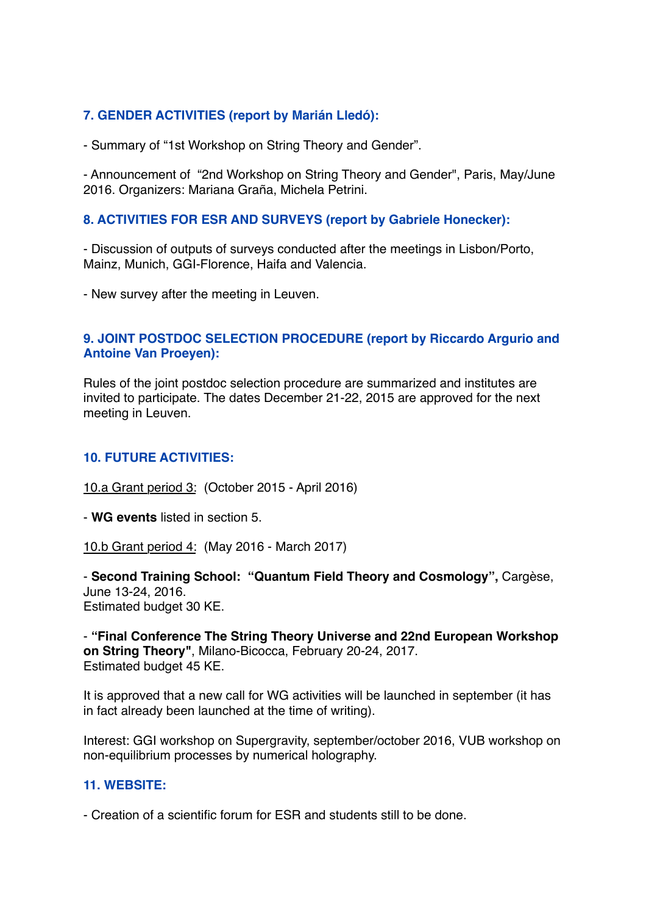## 7. GENDER ACTIVITIES (report by Marián Lledó):

- Summary of "1st Workshop on String Theory and Gender".

- Announcement of "2nd Workshop on String Theory and Gender", Paris, May/June 2016. Organizers: Mariana Graña, Michela Petrini.

## 8. ACTIVITIES FOR ESR AND SURVEYS (report by Gabriele Honecker):

- Discussion of outputs of surveys conducted after the meetings in Lisbon/Porto, Mainz, Munich, GGI-Florence, Haifa and Valencia.

- New survey after the meeting in Leuven.

## 9. JOINT POSTDOC SELECTION PROCEDURE (report by Riccardo Argurio and Antoine Van Proeyen):

Rules of the joint postdoc selection procedure are summarized and institutes are invited to participate. The dates December 21-22, 2015 are approved for the next meeting in Leuven.

## 10. FUTURE ACTIVITIES:

10.a Grant period 3: (October 2015 - April 2016)

- **WG events** listed in section 5.

10.b Grant period 4: (May 2016 - March 2017)

- **Second Training School: "Quantum Field Theory and Cosmology",** Cargèse, June 13-24, 2016.
Estimated budget 30 KE.

- **"Final Conference The String Theory Universe and 22nd European Workshop on String Theory"**, Milano-Bicocca, February 20-24, 2017.
Estimated budget 45 KE.

It is approved that a new call for WG activities will be launched in september (it has in fact already been launched at the time of writing).

Interest: GGI workshop on Supergravity, september/october 2016, VUB workshop on non-equilibrium processes by numerical holography.

## 11. WEBSITE:

- Creation of a scientific forum for ESR and students still to be done.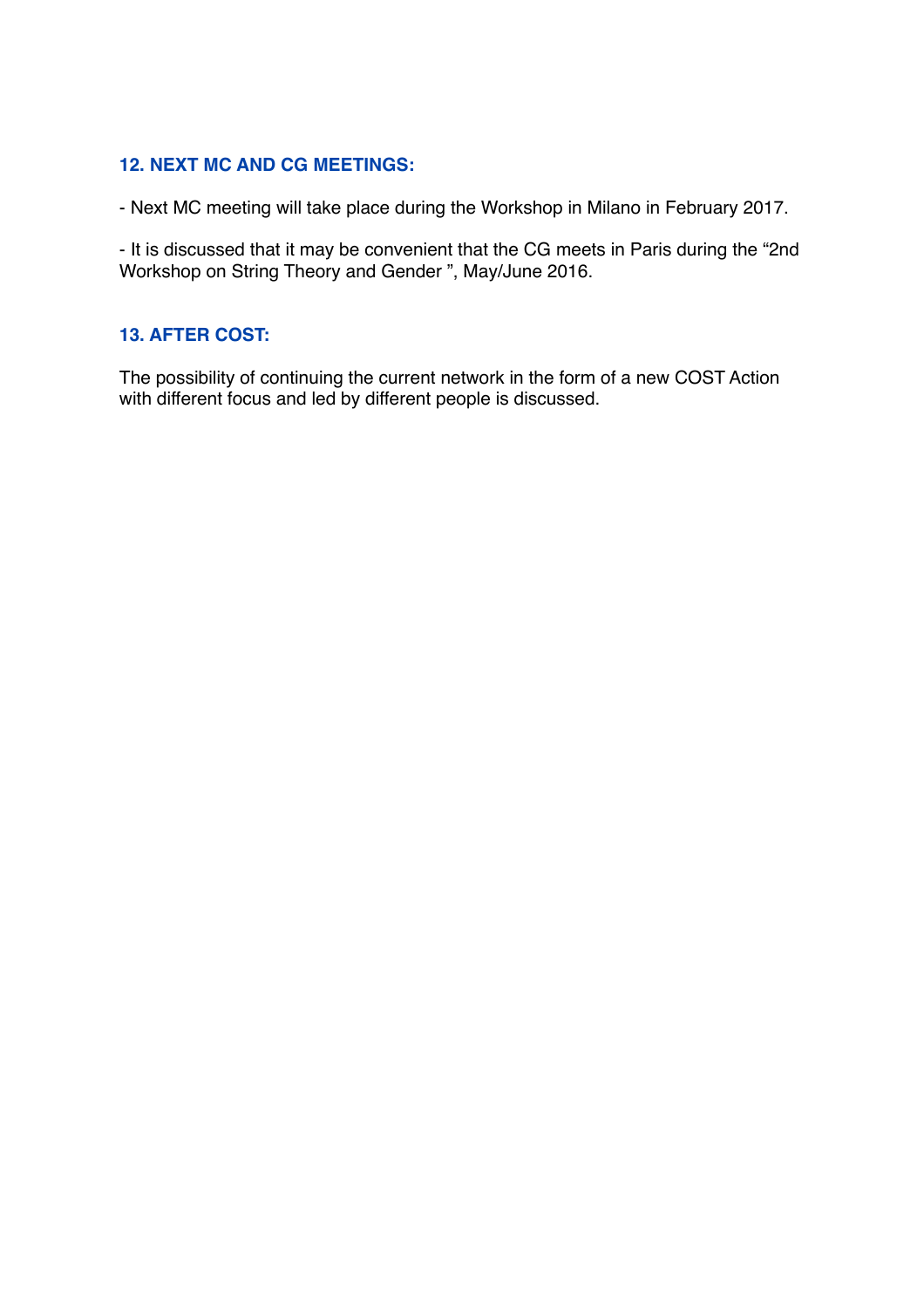### 12. NEXT MC AND CG MEETINGS:

- Next MC meeting will take place during the Workshop in Milano in February 2017.

- It is discussed that it may be convenient that the CG meets in Paris during the "2nd Workshop on String Theory and Gender ", May/June 2016.

### 13. AFTER COST:

The possibility of continuing the current network in the form of a new COST Action with different focus and led by different people is discussed.